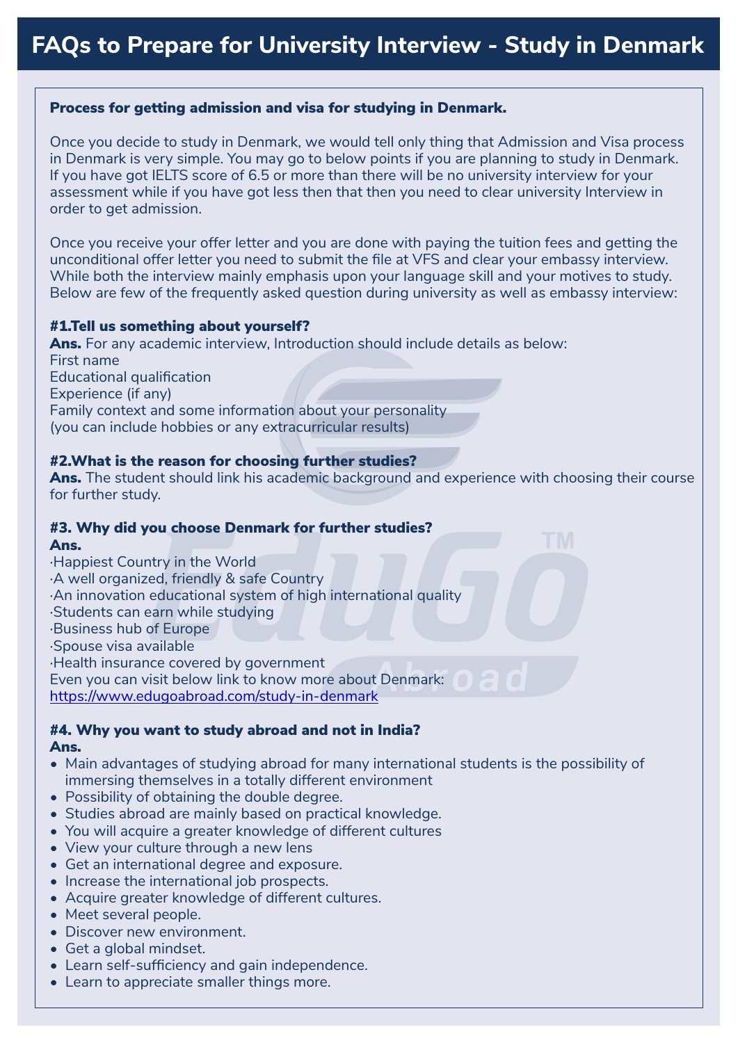# FAQs to Prepare for University Interview - Study in Denmark

**Process for getting admission and visa for studying in Denmark.**

Once you decide to study in Denmark, we would tell only thing that Admission and Visa process in Denmark is very simple. You may go to below points if you are planning to study in Denmark. If you have got IELTS score of 6.5 or more than there will be no university interview for your assessment while if you have got less then that then you need to clear university Interview in order to get admission.

Once you receive your offer letter and you are done with paying the tuition fees and getting the unconditional offer letter you need to submit the file at VFS and clear your embassy interview. While both the interview mainly emphasis upon your language skill and your motives to study. Below are few of the frequently asked question during university as well as embassy interview:

### #1.Tell us something about yourself?

**Ans.** For any academic interview, Introduction should include details as below:
First name
Educational qualification
Experience (if any)
Family context and some information about your personality
(you can include hobbies or any extracurricular results)

### #2.What is the reason for choosing further studies?

**Ans.** The student should link his academic background and experience with choosing their course for further study.

### #3. Why did you choose Denmark for further studies?

**Ans.**
·Happiest Country in the World
·A well organized, friendly & safe Country
·An innovation educational system of high international quality
·Students can earn while studying
·Business hub of Europe
·Spouse visa available
·Health insurance covered by government
Even you can visit below link to know more about Denmark:
https://www.edugoabroad.com/study-in-denmark

### #4. Why you want to study abroad and not in India?

**Ans.**

- Main advantages of studying abroad for many international students is the possibility of immersing themselves in a totally different environment
- Possibility of obtaining the double degree.
- Studies abroad are mainly based on practical knowledge.
- You will acquire a greater knowledge of different cultures
- View your culture through a new lens
- Get an international degree and exposure.
- Increase the international job prospects.
- Acquire greater knowledge of different cultures.
- Meet several people.
- Discover new environment.
- Get a global mindset.
- Learn self-sufficiency and gain independence.
- Learn to appreciate smaller things more.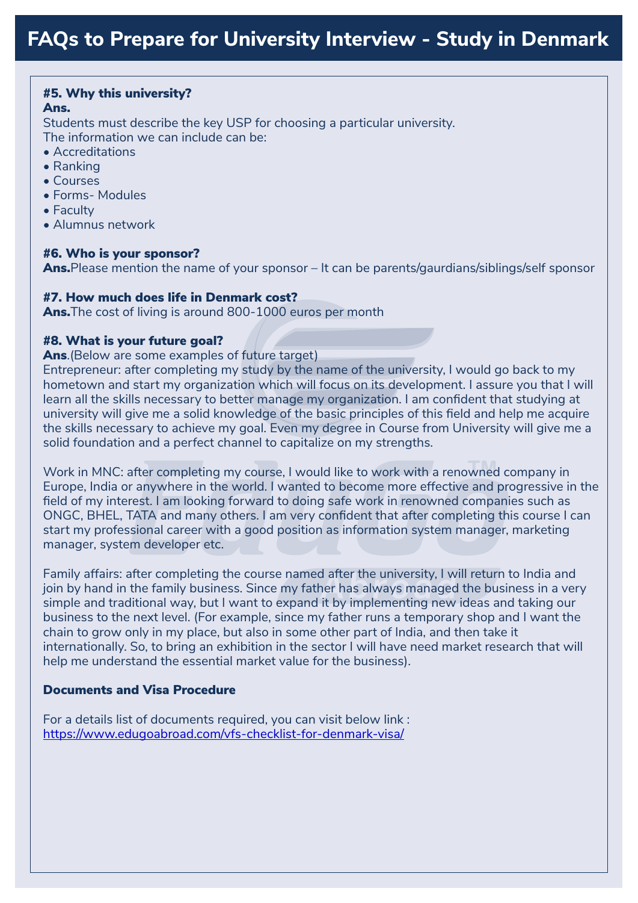# FAQs to Prepare for University Interview - Study in Denmark

**#5. Why this university?**

**Ans.**

Students must describe the key USP for choosing a particular university.
The information we can include can be:

- Accreditations
- Ranking
- Courses
- Forms- Modules
- Faculty
- Alumnus network

**#6. Who is your sponsor?**

**Ans.**Please mention the name of your sponsor – It can be parents/gaurdians/siblings/self sponsor

**#7. How much does life in Denmark cost?**

**Ans.**The cost of living is around 800-1000 euros per month

**#8. What is your future goal?**

**Ans**.(Below are some examples of future target)

Entrepreneur: after completing my study by the name of the university, I would go back to my hometown and start my organization which will focus on its development. I assure you that I will learn all the skills necessary to better manage my organization. I am confident that studying at university will give me a solid knowledge of the basic principles of this field and help me acquire the skills necessary to achieve my goal. Even my degree in Course from University will give me a solid foundation and a perfect channel to capitalize on my strengths.

Work in MNC: after completing my course, I would like to work with a renowned company in Europe, India or anywhere in the world. I wanted to become more effective and progressive in the field of my interest. I am looking forward to doing safe work in renowned companies such as ONGC, BHEL, TATA and many others. I am very confident that after completing this course I can start my professional career with a good position as information system manager, marketing manager, system developer etc.

Family affairs: after completing the course named after the university, I will return to India and join by hand in the family business. Since my father has always managed the business in a very simple and traditional way, but I want to expand it by implementing new ideas and taking our business to the next level. (For example, since my father runs a temporary shop and I want the chain to grow only in my place, but also in some other part of India, and then take it internationally. So, to bring an exhibition in the sector I will have need market research that will help me understand the essential market value for the business).

**Documents and Visa Procedure**

For a details list of documents required, you can visit below link :
https://www.edugoabroad.com/vfs-checklist-for-denmark-visa/